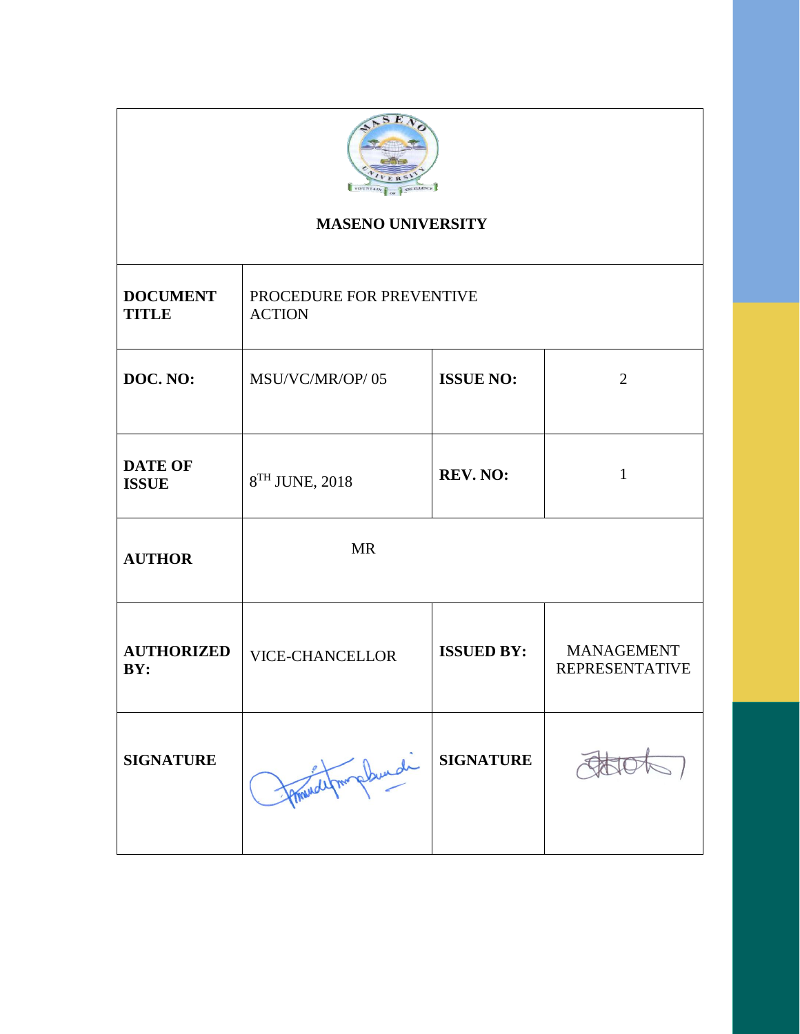**MASENO UNIVERSITY**

| | | | |
|---|---|---|---|
| **DOCUMENT TITLE** | PROCEDURE FOR PREVENTIVE ACTION | | |
| **DOC. NO:** | MSU/VC/MR/OP/ 05 | **ISSUE NO:** | 2 |
| **DATE OF ISSUE** | 8TH JUNE, 2018 | **REV. NO:** | 1 |
| **AUTHOR** | MR | | |
| **AUTHORIZED BY:** | VICE-CHANCELLOR | **ISSUED BY:** | MANAGEMENT REPRESENTATIVE |
| **SIGNATURE** | | **SIGNATURE** | |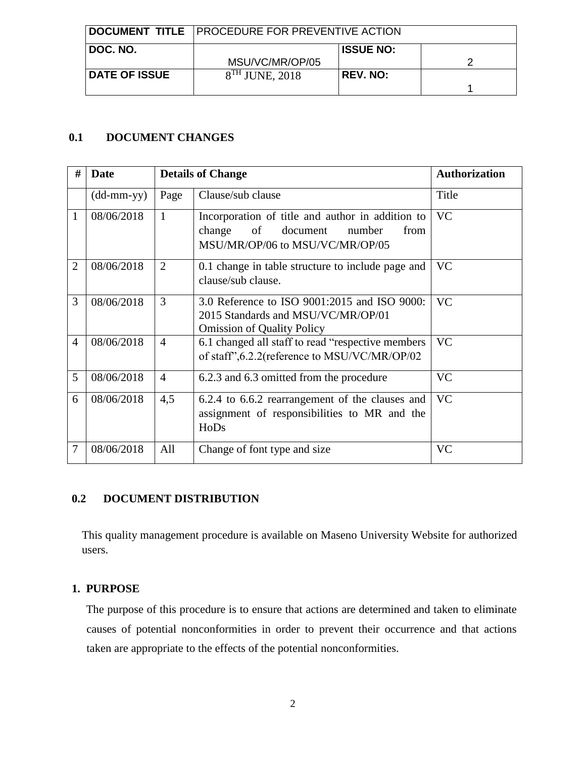| DOCUMENT TITLE | PROCEDURE FOR PREVENTIVE ACTION | | |
|---|---|---|---|
| DOC. NO. | MSU/VC/MR/OP/05 | ISSUE NO: | 2 |
| DATE OF ISSUE | 8$^{TH}$ JUNE, 2018 | REV. NO: | 1 |

## 0.1 DOCUMENT CHANGES

| # | Date | Details of Change | | Authorization |
|---|---|---|---|---|
| | (dd-mm-yy) | Page | Clause/sub clause | Title |
| 1 | 08/06/2018 | 1 | Incorporation of title and author in addition to change of document number from MSU/MR/OP/06 to MSU/VC/MR/OP/05 | VC |
| 2 | 08/06/2018 | 2 | 0.1 change in table structure to include page and clause/sub clause. | VC |
| 3 | 08/06/2018 | 3 | 3.0 Reference to ISO 9001:2015 and ISO 9000: 2015 Standards and MSU/VC/MR/OP/01 Omission of Quality Policy | VC |
| 4 | 08/06/2018 | 4 | 6.1 changed all staff to read "respective members of staff",6.2.2(reference to MSU/VC/MR/OP/02 | VC |
| 5 | 08/06/2018 | 4 | 6.2.3 and 6.3 omitted from the procedure | VC |
| 6 | 08/06/2018 | 4,5 | 6.2.4 to 6.6.2 rearrangement of the clauses and assignment of responsibilities to MR and the HoDs | VC |
| 7 | 08/06/2018 | All | Change of font type and size | VC |

## 0.2 DOCUMENT DISTRIBUTION

This quality management procedure is available on Maseno University Website for authorized users.

## 1. PURPOSE

The purpose of this procedure is to ensure that actions are determined and taken to eliminate causes of potential nonconformities in order to prevent their occurrence and that actions taken are appropriate to the effects of the potential nonconformities.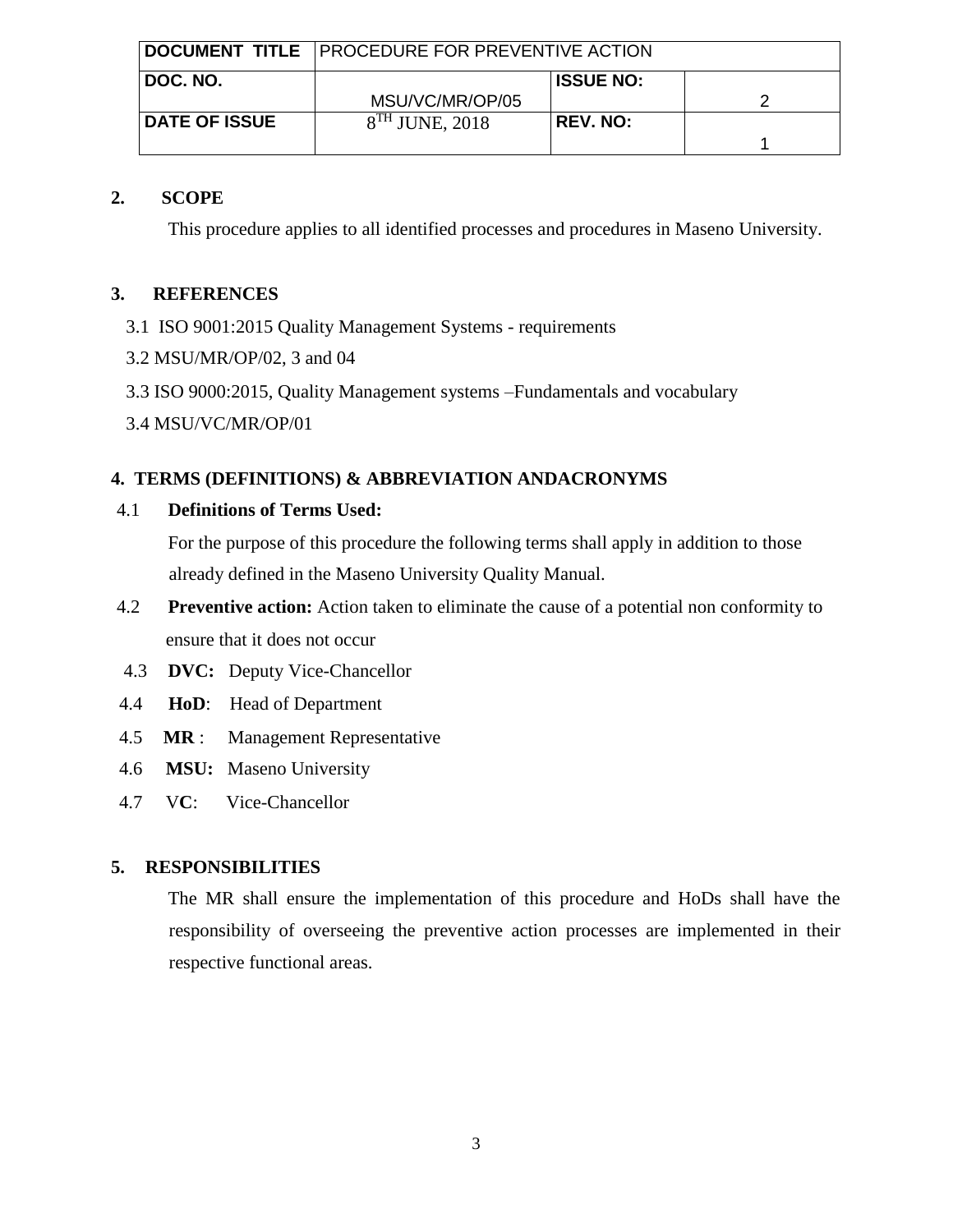| DOCUMENT TITLE | PROCEDURE FOR PREVENTIVE ACTION | | |
|---|---|---|---|
| DOC. NO. | MSU/VC/MR/OP/05 | ISSUE NO: | 2 |
| DATE OF ISSUE | 8TH JUNE, 2018 | REV. NO: | 1 |

## 2. SCOPE

This procedure applies to all identified processes and procedures in Maseno University.

## 3. REFERENCES

3.1 ISO 9001:2015 Quality Management Systems - requirements

3.2 MSU/MR/OP/02, 3 and 04

3.3 ISO 9000:2015, Quality Management systems –Fundamentals and vocabulary

3.4 MSU/VC/MR/OP/01

## 4. TERMS (DEFINITIONS) & ABBREVIATION ANDACRONYMS

4.1 **Definitions of Terms Used:**

For the purpose of this procedure the following terms shall apply in addition to those already defined in the Maseno University Quality Manual.

4.2 **Preventive action:** Action taken to eliminate the cause of a potential non conformity to ensure that it does not occur

4.3 **DVC:** Deputy Vice-Chancellor

4.4 **HoD**: Head of Department

4.5 **MR** : Management Representative

4.6 **MSU:** Maseno University

4.7 V**C**: Vice-Chancellor

## 5. RESPONSIBILITIES

The MR shall ensure the implementation of this procedure and HoDs shall have the responsibility of overseeing the preventive action processes are implemented in their respective functional areas.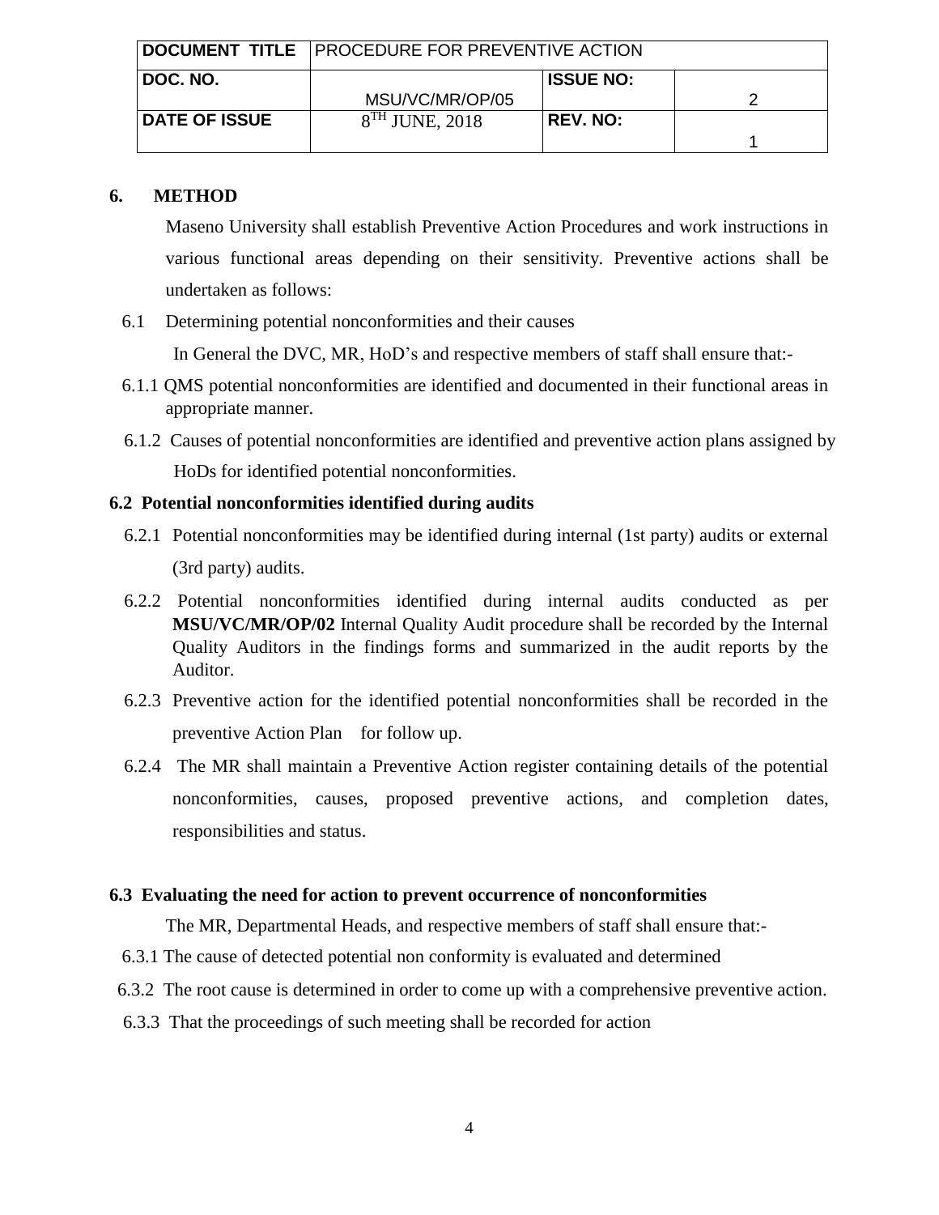| DOCUMENT TITLE | PROCEDURE FOR PREVENTIVE ACTION | | |
|---|---|---|---|
| DOC. NO. | MSU/VC/MR/OP/05 | ISSUE NO: | 2 |
| DATE OF ISSUE | 8TH JUNE, 2018 | REV. NO: | 1 |

## 6. METHOD

Maseno University shall establish Preventive Action Procedures and work instructions in various functional areas depending on their sensitivity. Preventive actions shall be undertaken as follows:

6.1 Determining potential nonconformities and their causes

In General the DVC, MR, HoD's and respective members of staff shall ensure that:-

6.1.1 QMS potential nonconformities are identified and documented in their functional areas in appropriate manner.

6.1.2 Causes of potential nonconformities are identified and preventive action plans assigned by HoDs for identified potential nonconformities.

### 6.2 Potential nonconformities identified during audits

6.2.1 Potential nonconformities may be identified during internal (1st party) audits or external (3rd party) audits.

6.2.2 Potential nonconformities identified during internal audits conducted as per **MSU/VC/MR/OP/02** Internal Quality Audit procedure shall be recorded by the Internal Quality Auditors in the findings forms and summarized in the audit reports by the Auditor.

6.2.3 Preventive action for the identified potential nonconformities shall be recorded in the preventive Action Plan for follow up.

6.2.4 The MR shall maintain a Preventive Action register containing details of the potential nonconformities, causes, proposed preventive actions, and completion dates, responsibilities and status.

### 6.3 Evaluating the need for action to prevent occurrence of nonconformities

The MR, Departmental Heads, and respective members of staff shall ensure that:-

6.3.1 The cause of detected potential non conformity is evaluated and determined

6.3.2 The root cause is determined in order to come up with a comprehensive preventive action.

6.3.3 That the proceedings of such meeting shall be recorded for action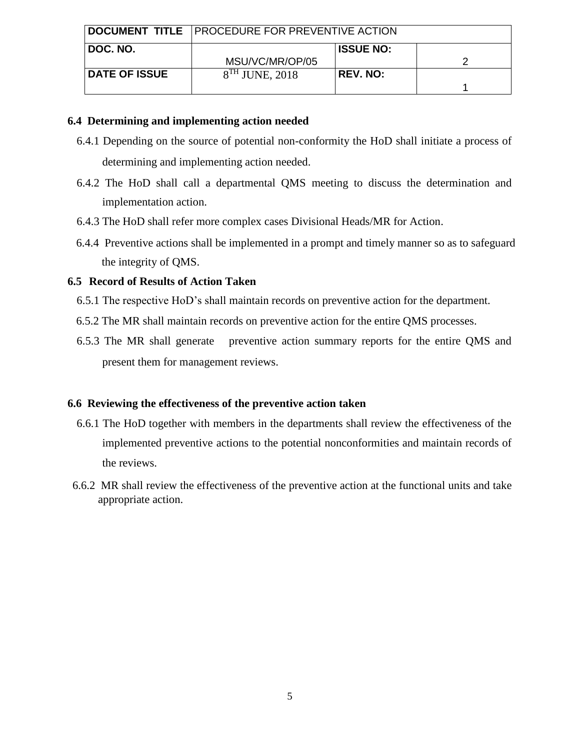| | | | |
|---|---|---|---|
| **DOCUMENT TITLE** | PROCEDURE FOR PREVENTIVE ACTION | | |
| **DOC. NO.** | MSU/VC/MR/OP/05 | **ISSUE NO:** | 2 |
| **DATE OF ISSUE** | 8TH JUNE, 2018 | **REV. NO:** | 1 |

### 6.4 Determining and implementing action needed

6.4.1 Depending on the source of potential non-conformity the HoD shall initiate a process of determining and implementing action needed.

6.4.2 The HoD shall call a departmental QMS meeting to discuss the determination and implementation action.

6.4.3 The HoD shall refer more complex cases Divisional Heads/MR for Action.

6.4.4 Preventive actions shall be implemented in a prompt and timely manner so as to safeguard the integrity of QMS.

### 6.5 Record of Results of Action Taken

6.5.1 The respective HoD's shall maintain records on preventive action for the department.

6.5.2 The MR shall maintain records on preventive action for the entire QMS processes.

6.5.3 The MR shall generate preventive action summary reports for the entire QMS and present them for management reviews.

### 6.6 Reviewing the effectiveness of the preventive action taken

6.6.1 The HoD together with members in the departments shall review the effectiveness of the implemented preventive actions to the potential nonconformities and maintain records of the reviews.

6.6.2 MR shall review the effectiveness of the preventive action at the functional units and take appropriate action.